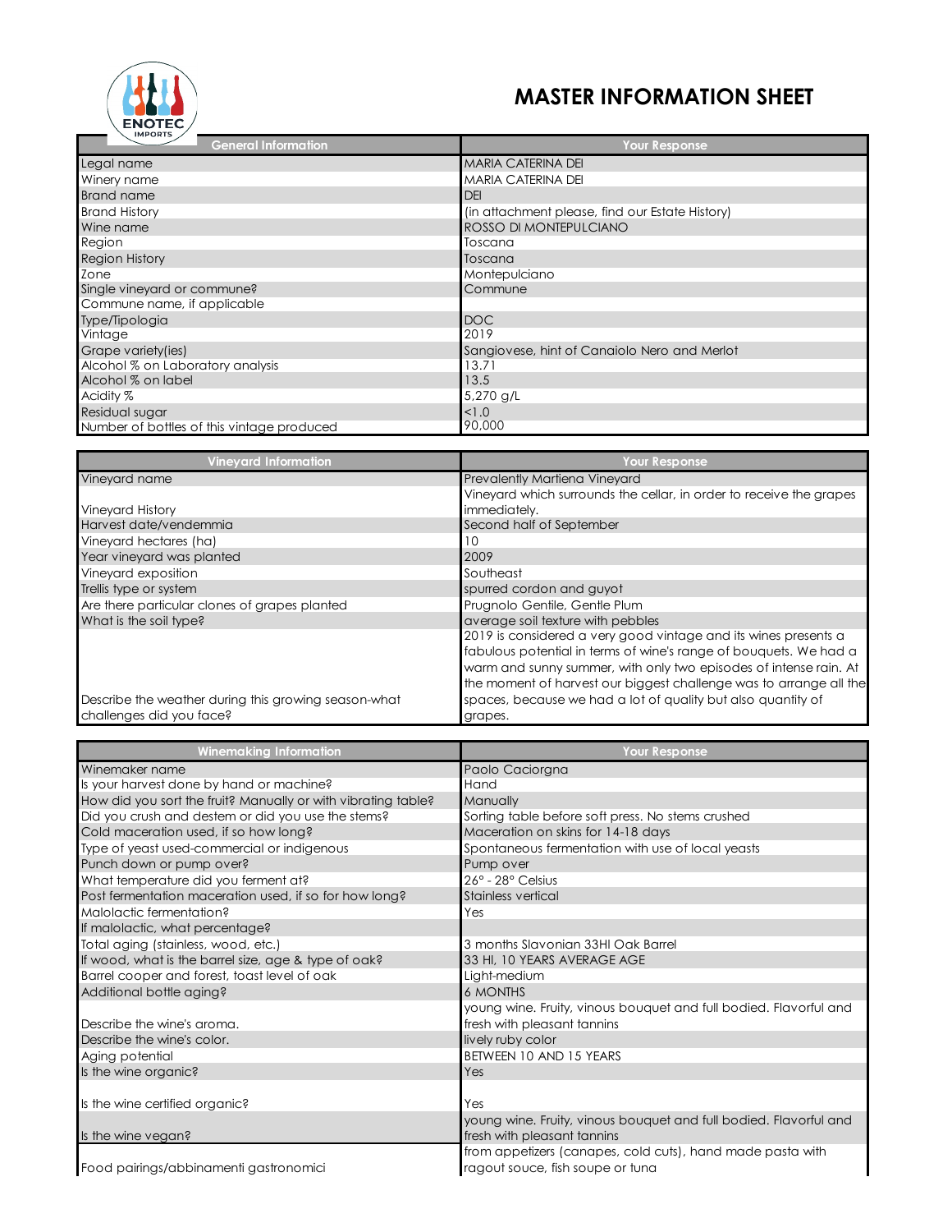# MASTER INFORMATION SHEET

| General Information | Your Response |
|---|---|
| Legal name | MARIA CATERINA DEI |
| Winery name | MARIA CATERINA DEI |
| Brand name | DEI |
| Brand History | (in attachment please, find our Estate History) |
| Wine name | ROSSO DI MONTEPULCIANO |
| Region | Toscana |
| Region History | Toscana |
| Zone | Montepulciano |
| Single vineyard or commune? | Commune |
| Commune name, if applicable | |
| Type/Tipologia | DOC |
| Vintage | 2019 |
| Grape variety(ies) | Sangiovese, hint of Canaiolo Nero and Merlot |
| Alcohol % on Laboratory analysis | 13.71 |
| Alcohol % on label | 13.5 |
| Acidity % | 5,270 g/L |
| Residual sugar | <1.0 |
| Number of bottles of this vintage produced | 90,000 |

| Vineyard Information | Your Response |
|---|---|
| Vineyard name | Prevalently Martiena Vineyard |
| Vineyard History | Vineyard which surrounds the cellar, in order to receive the grapes immediately. |
| Harvest date/vendemmia | Second half of September |
| Vineyard hectares (ha) | 10 |
| Year vineyard was planted | 2009 |
| Vineyard exposition | Southeast |
| Trellis type or system | spurred cordon and guyot |
| Are there particular clones of grapes planted | Prugnolo Gentile, Gentle Plum |
| What is the soil type? | average soil texture with pebbles |
| Describe the weather during this growing season-what challenges did you face? | 2019 is considered a very good vintage and its wines presents a fabulous potential in terms of wine's range of bouquets. We had a warm and sunny summer, with only two episodes of intense rain. At the moment of harvest our biggest challenge was to arrange all the spaces, because we had a lot of quality but also quantity of grapes. |

| Winemaking Information | Your Response |
|---|---|
| Winemaker name | Paolo Caciorgna |
| Is your harvest done by hand or machine? | Hand |
| How did you sort the fruit? Manually or with vibrating table? | Manually |
| Did you crush and destem or did you use the stems? | Sorting table before soft press. No stems crushed |
| Cold maceration used, if so how long? | Maceration on skins for 14-18 days |
| Type of yeast used-commercial or indigenous | Spontaneous fermentation with use of local yeasts |
| Punch down or pump over? | Pump over |
| What temperature did you ferment at? | 26° - 28° Celsius |
| Post fermentation maceration used, if so for how long? | Stainless vertical |
| Malolactic fermentation? | Yes |
| If malolactic, what percentage? | |
| Total aging (stainless, wood, etc.) | 3 months Slavonian 33Hl Oak Barrel |
| If wood, what is the barrel size, age & type of oak? | 33 Hl, 10 YEARS AVERAGE AGE |
| Barrel cooper and forest, toast level of oak | Light-medium |
| Additional bottle aging? | 6 MONTHS |
| Describe the wine's aroma. | young wine. Fruity, vinous bouquet and full bodied. Flavorful and fresh with pleasant tannins |
| Describe the wine's color. | lively ruby color |
| Aging potential | BETWEEN 10 AND 15 YEARS |
| Is the wine organic? | Yes |
| Is the wine certified organic? | Yes |
| Is the wine vegan? | young wine. Fruity, vinous bouquet and full bodied. Flavorful and fresh with pleasant tannins |
| Food pairings/abbinamenti gastronomici | from appetizers (canapes, cold cuts), hand made pasta with ragout souce, fish soupe or tuna |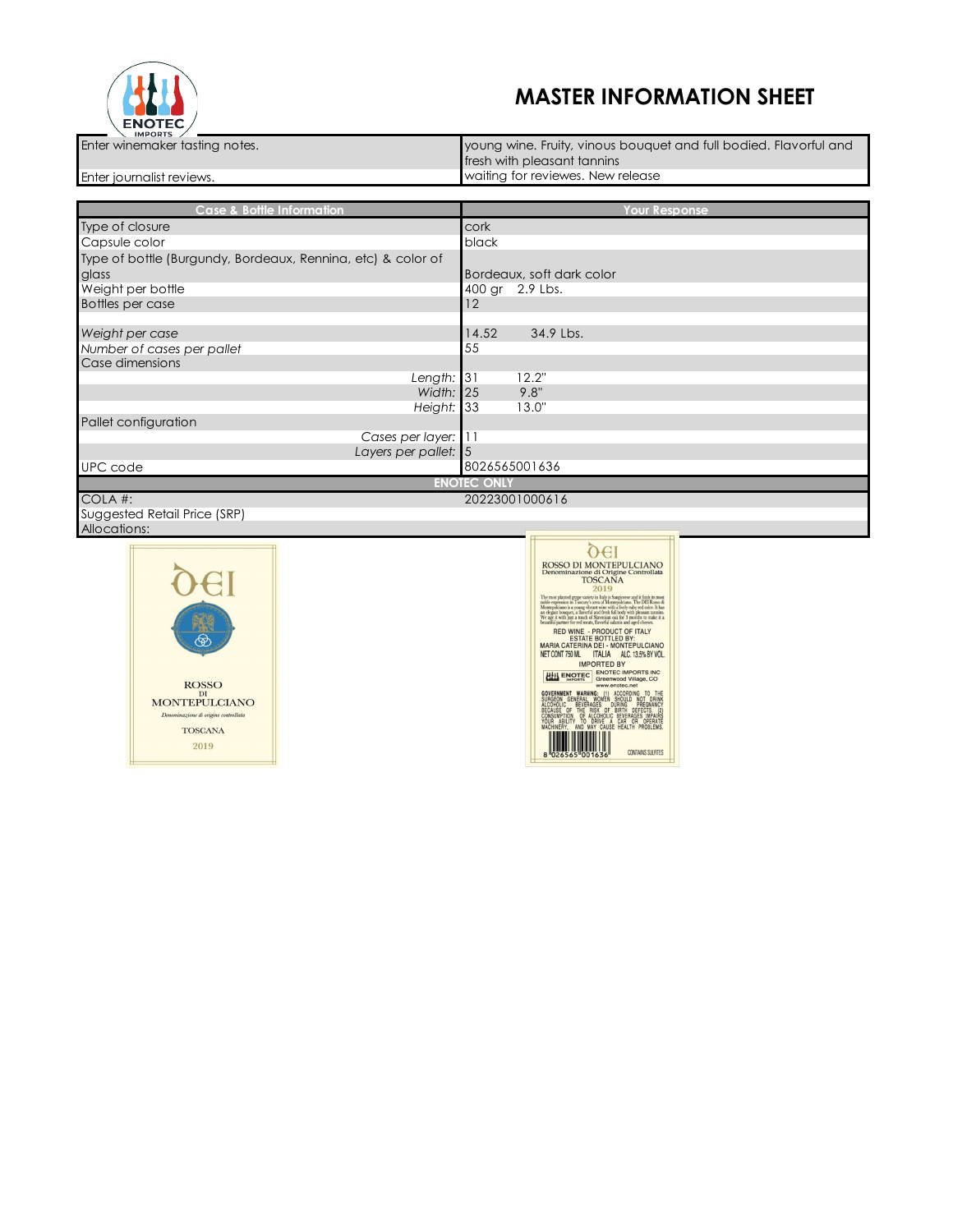# MASTER INFORMATION SHEET

| | |
|---|---|
| Enter winemaker tasting notes. | young wine. Fruity, vinous bouquet and full bodied. Flavorful and fresh with pleasant tannins |
| Enter journalist reviews. | waiting for reviewes. New release |

| Case & Bottle Information | Your Response |
|---|---|
| Type of closure | cork |
| Capsule color | black |
| Type of bottle (Burgundy, Bordeaux, Rennina, etc) & color of glass | Bordeaux, soft dark color |
| Weight per bottle | 400 gr 2.9 Lbs. |
| Bottles per case | 12 |
| | |
| *Weight per case* | 14.52 34.9 Lbs. |
| *Number of cases per pallet* | 55 |
| Case dimensions | |
| *Length:* | 31 12.2" |
| *Width:* | 25 9.8" |
| *Height:* | 33 13.0" |
| Pallet configuration | |
| *Cases per layer:* | 11 |
| *Layers per pallet:* | 5 |
| UPC code | 8026565001636 |
| **ENOTEC ONLY** | |
| COLA #: | 20223001000616 |
| Suggested Retail Price (SRP) | |
| Allocations: | |

DEI

ROSSO DI MONTEPULCIANO

*Denominazione di origine controllata*

TOSCANA

2019

DEI

ROSSO DI MONTEPULCIANO
Denominazione di Origine Controllata
TOSCANA
2019

RED WINE - PRODUCT OF ITALY
ESTATE BOTTLED BY:
MARIA CATERINA DEI - MONTEPULCIANO
NET CONT 750 ML ITALIA ALC. 13.5% BY VOL.

IMPORTED BY
ENOTEC IMPORTS INC
Greenwood Village, CO
www.enotec.net

GOVERNMENT WARNING: (1) ACCORDING TO THE SURGEON GENERAL, WOMEN SHOULD NOT DRINK ALCOHOLIC BEVERAGES DURING PREGNANCY BECAUSE OF THE RISK OF BIRTH DEFECTS. (2) CONSUMPTION OF ALCOHOLIC BEVERAGES IMPAIRS YOUR ABILITY TO DRIVE A CAR OR OPERATE MACHINERY, AND MAY CAUSE HEALTH PROBLEMS.

8 026565 001636 CONTAINS SULFITES